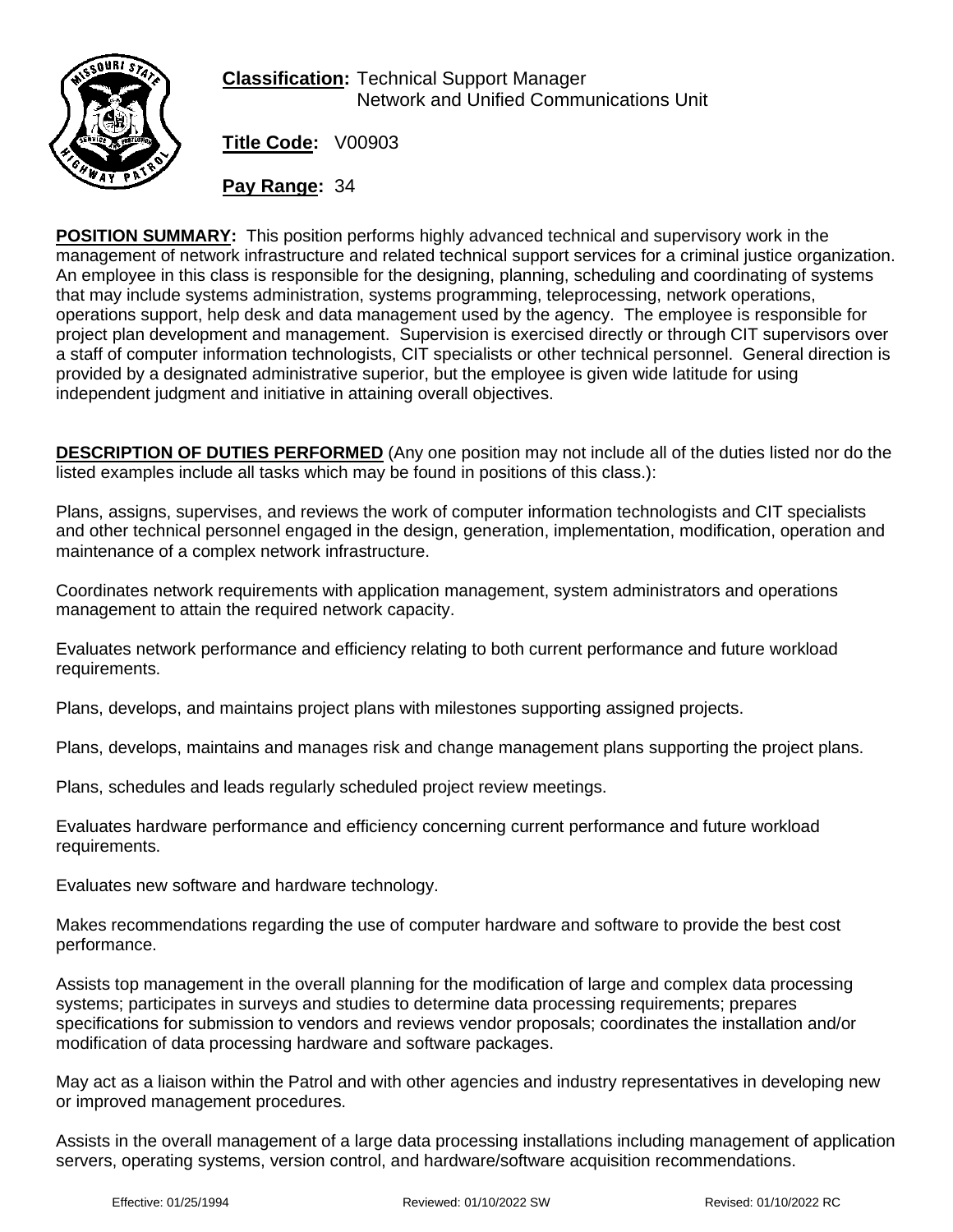**Classification:** Technical Support Manager
Network and Unified Communications Unit

**Title Code:** V00903

**Pay Range:** 34

**POSITION SUMMARY:** This position performs highly advanced technical and supervisory work in the management of network infrastructure and related technical support services for a criminal justice organization. An employee in this class is responsible for the designing, planning, scheduling and coordinating of systems that may include systems administration, systems programming, teleprocessing, network operations, operations support, help desk and data management used by the agency. The employee is responsible for project plan development and management. Supervision is exercised directly or through CIT supervisors over a staff of computer information technologists, CIT specialists or other technical personnel. General direction is provided by a designated administrative superior, but the employee is given wide latitude for using independent judgment and initiative in attaining overall objectives.

**DESCRIPTION OF DUTIES PERFORMED** (Any one position may not include all of the duties listed nor do the listed examples include all tasks which may be found in positions of this class.):

Plans, assigns, supervises, and reviews the work of computer information technologists and CIT specialists and other technical personnel engaged in the design, generation, implementation, modification, operation and maintenance of a complex network infrastructure.

Coordinates network requirements with application management, system administrators and operations management to attain the required network capacity.

Evaluates network performance and efficiency relating to both current performance and future workload requirements.

Plans, develops, and maintains project plans with milestones supporting assigned projects.

Plans, develops, maintains and manages risk and change management plans supporting the project plans.

Plans, schedules and leads regularly scheduled project review meetings.

Evaluates hardware performance and efficiency concerning current performance and future workload requirements.

Evaluates new software and hardware technology.

Makes recommendations regarding the use of computer hardware and software to provide the best cost performance.

Assists top management in the overall planning for the modification of large and complex data processing systems; participates in surveys and studies to determine data processing requirements; prepares specifications for submission to vendors and reviews vendor proposals; coordinates the installation and/or modification of data processing hardware and software packages.

May act as a liaison within the Patrol and with other agencies and industry representatives in developing new or improved management procedures.

Assists in the overall management of a large data processing installations including management of application servers, operating systems, version control, and hardware/software acquisition recommendations.

Effective: 01/25/1994 Reviewed: 01/10/2022 SW Revised: 01/10/2022 RC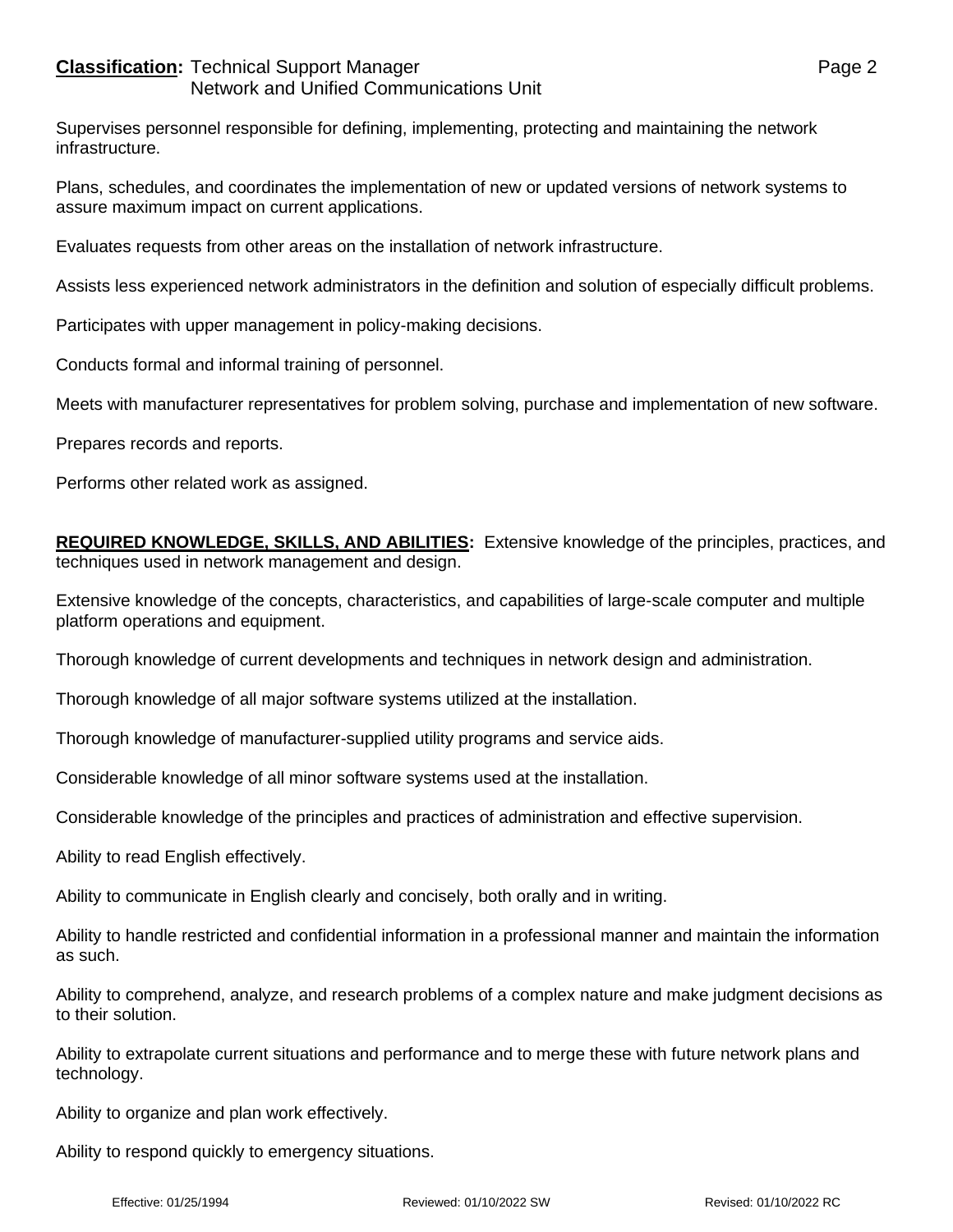Supervises personnel responsible for defining, implementing, protecting and maintaining the network infrastructure.

Plans, schedules, and coordinates the implementation of new or updated versions of network systems to assure maximum impact on current applications.

Evaluates requests from other areas on the installation of network infrastructure.

Assists less experienced network administrators in the definition and solution of especially difficult problems.

Participates with upper management in policy-making decisions.

Conducts formal and informal training of personnel.

Meets with manufacturer representatives for problem solving, purchase and implementation of new software.

Prepares records and reports.

Performs other related work as assigned.

**REQUIRED KNOWLEDGE, SKILLS, AND ABILITIES:** Extensive knowledge of the principles, practices, and techniques used in network management and design.

Extensive knowledge of the concepts, characteristics, and capabilities of large-scale computer and multiple platform operations and equipment.

Thorough knowledge of current developments and techniques in network design and administration.

Thorough knowledge of all major software systems utilized at the installation.

Thorough knowledge of manufacturer-supplied utility programs and service aids.

Considerable knowledge of all minor software systems used at the installation.

Considerable knowledge of the principles and practices of administration and effective supervision.

Ability to read English effectively.

Ability to communicate in English clearly and concisely, both orally and in writing.

Ability to handle restricted and confidential information in a professional manner and maintain the information as such.

Ability to comprehend, analyze, and research problems of a complex nature and make judgment decisions as to their solution.

Ability to extrapolate current situations and performance and to merge these with future network plans and technology.

Ability to organize and plan work effectively.

Ability to respond quickly to emergency situations.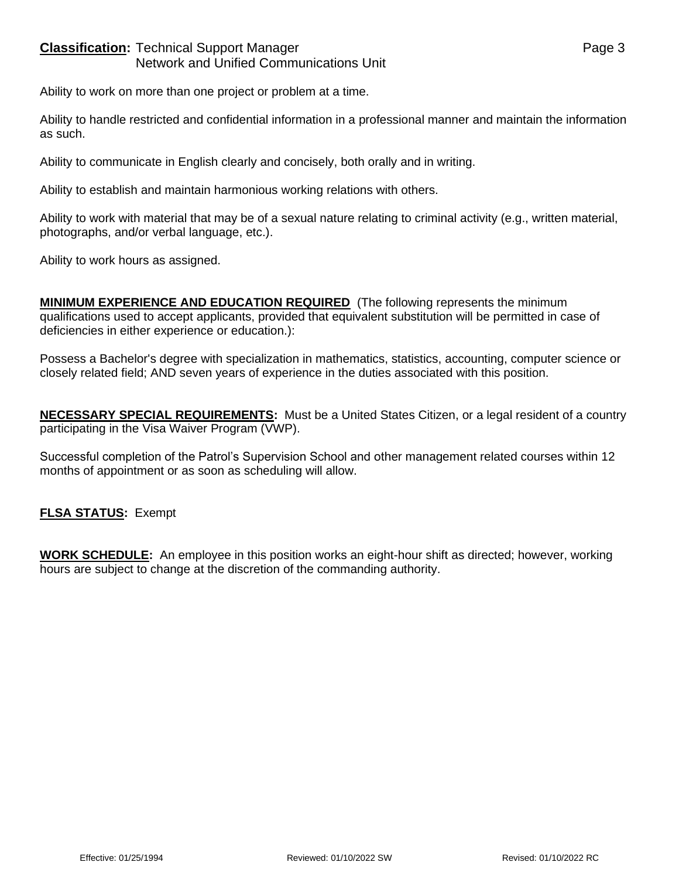Ability to work on more than one project or problem at a time.

Ability to handle restricted and confidential information in a professional manner and maintain the information as such.

Ability to communicate in English clearly and concisely, both orally and in writing.

Ability to establish and maintain harmonious working relations with others.

Ability to work with material that may be of a sexual nature relating to criminal activity (e.g., written material, photographs, and/or verbal language, etc.).

Ability to work hours as assigned.

**MINIMUM EXPERIENCE AND EDUCATION REQUIRED** (The following represents the minimum qualifications used to accept applicants, provided that equivalent substitution will be permitted in case of deficiencies in either experience or education.):

Possess a Bachelor's degree with specialization in mathematics, statistics, accounting, computer science or closely related field; AND seven years of experience in the duties associated with this position.

**NECESSARY SPECIAL REQUIREMENTS:** Must be a United States Citizen, or a legal resident of a country participating in the Visa Waiver Program (VWP).

Successful completion of the Patrol's Supervision School and other management related courses within 12 months of appointment or as soon as scheduling will allow.

**FLSA STATUS:** Exempt

**WORK SCHEDULE:** An employee in this position works an eight-hour shift as directed; however, working hours are subject to change at the discretion of the commanding authority.

Effective: 01/25/1994 Reviewed: 01/10/2022 SW Revised: 01/10/2022 RC